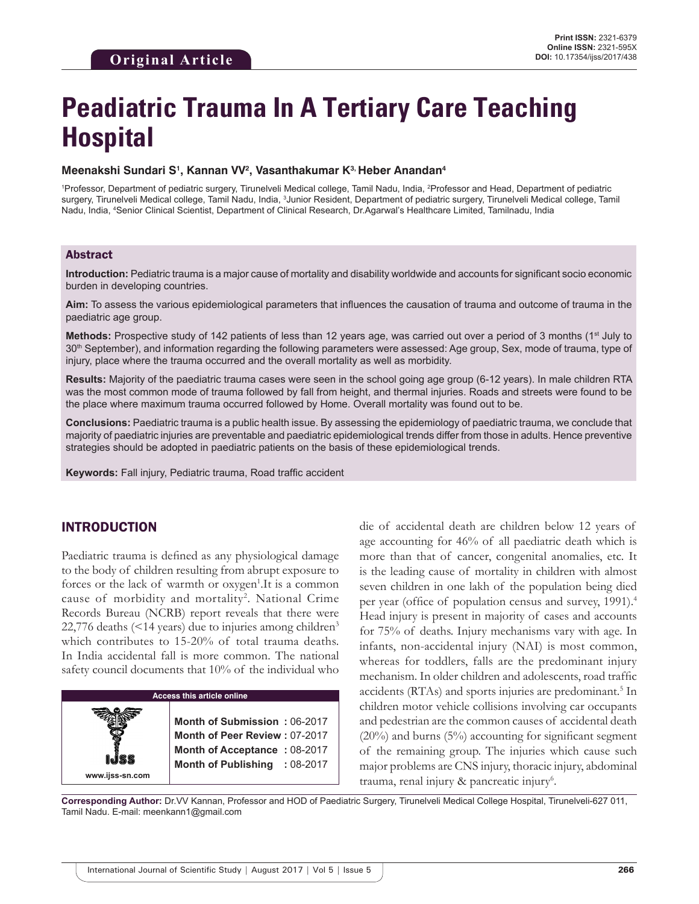**Original Article**

**Print ISSN:** 2321-6379
**Online ISSN:** 2321-595X
**DOI:** 10.17354/ijss/2017/438

# Peadiatric Trauma In A Tertiary Care Teaching Hospital

**Meenakshi Sundari S[1], Kannan VV[2], Vasanthakumar K[3], Heber Anandan[4]**

[1]Professor, Department of pediatric surgery, Tirunelveli Medical college, Tamil Nadu, India, [2]Professor and Head, Department of pediatric surgery, Tirunelveli Medical college, Tamil Nadu, India, [3]Junior Resident, Department of pediatric surgery, Tirunelveli Medical college, Tamil Nadu, India, [4]Senior Clinical Scientist, Department of Clinical Research, Dr.Agarwal's Healthcare Limited, Tamilnadu, India

## Abstract

**Introduction:** Pediatric trauma is a major cause of mortality and disability worldwide and accounts for significant socio economic burden in developing countries.

**Aim:** To assess the various epidemiological parameters that influences the causation of trauma and outcome of trauma in the paediatric age group.

**Methods:** Prospective study of 142 patients of less than 12 years age, was carried out over a period of 3 months (1st July to 30th September), and information regarding the following parameters were assessed: Age group, Sex, mode of trauma, type of injury, place where the trauma occurred and the overall mortality as well as morbidity.

**Results:** Majority of the paediatric trauma cases were seen in the school going age group (6-12 years). In male children RTA was the most common mode of trauma followed by fall from height, and thermal injuries. Roads and streets were found to be the place where maximum trauma occurred followed by Home. Overall mortality was found out to be.

**Conclusions:** Paediatric trauma is a public health issue. By assessing the epidemiology of paediatric trauma, we conclude that majority of paediatric injuries are preventable and paediatric epidemiological trends differ from those in adults. Hence preventive strategies should be adopted in paediatric patients on the basis of these epidemiological trends.

**Keywords:** Fall injury, Pediatric trauma, Road traffic accident

## INTRODUCTION

Paediatric trauma is defined as any physiological damage to the body of children resulting from abrupt exposure to forces or the lack of warmth or oxygen[1].It is a common cause of morbidity and mortality[2]. National Crime Records Bureau (NCRB) report reveals that there were 22,776 deaths (<14 years) due to injuries among children[3] which contributes to 15-20% of total trauma deaths. In India accidental fall is more common. The national safety council documents that 10% of the individual who die of accidental death are children below 12 years of age accounting for 46% of all paediatric death which is more than that of cancer, congenital anomalies, etc. It is the leading cause of mortality in children with almost seven children in one lakh of the population being died per year (office of population census and survey, 1991).[4] Head injury is present in majority of cases and accounts for 75% of deaths. Injury mechanisms vary with age. In infants, non-accidental injury (NAI) is most common, whereas for toddlers, falls are the predominant injury mechanism. In older children and adolescents, road traffic accidents (RTAs) and sports injuries are predominant.[5] In children motor vehicle collisions involving car occupants and pedestrian are the common causes of accidental death (20%) and burns (5%) accounting for significant segment of the remaining group. The injuries which cause such major problems are CNS injury, thoracic injury, abdominal trauma, renal injury & pancreatic injury[6].

**Access this article online**

www.ijss-sn.com

Month of Submission : 06-2017
Month of Peer Review : 07-2017
Month of Acceptance : 08-2017
Month of Publishing : 08-2017

**Corresponding Author:** Dr.VV Kannan, Professor and HOD of Paediatric Surgery, Tirunelveli Medical College Hospital, Tirunelveli-627 011, Tamil Nadu. E-mail: meenkann1@gmail.com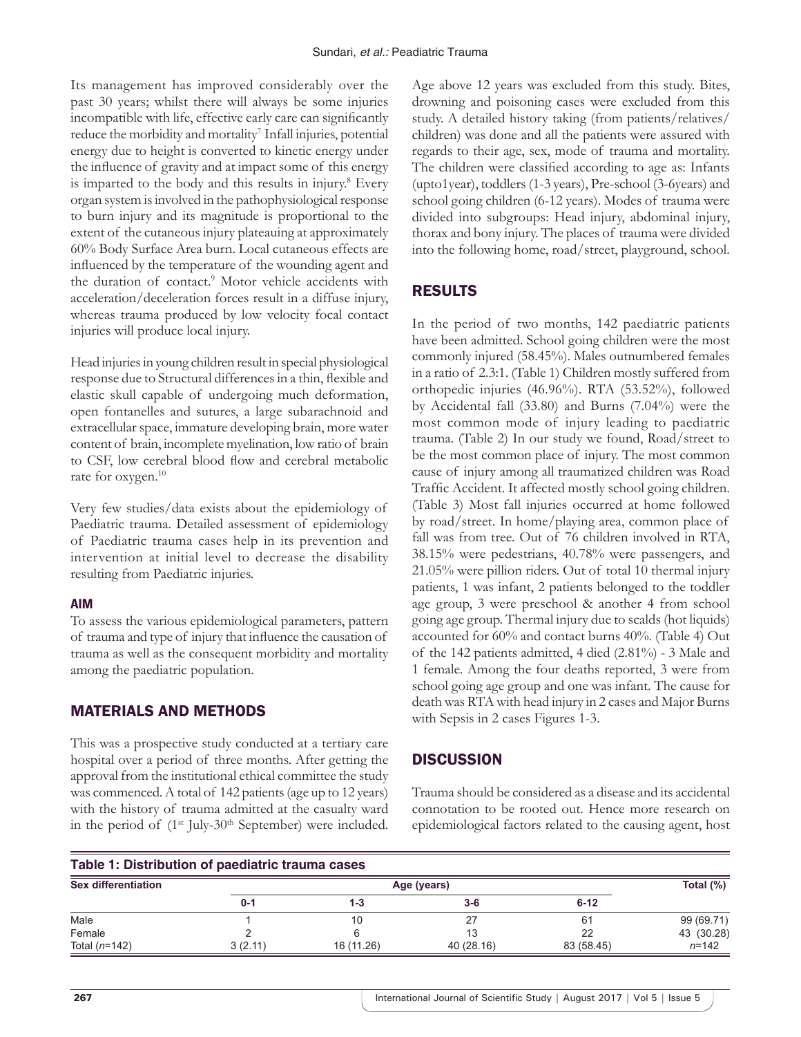Its management has improved considerably over the past 30 years; whilst there will always be some injuries incompatible with life, effective early care can significantly reduce the morbidity and mortality[7]. Infall injuries, potential energy due to height is converted to kinetic energy under the influence of gravity and at impact some of this energy is imparted to the body and this results in injury.[8] Every organ system is involved in the pathophysiological response to burn injury and its magnitude is proportional to the extent of the cutaneous injury plateauing at approximately 60% Body Surface Area burn. Local cutaneous effects are influenced by the temperature of the wounding agent and the duration of contact.[9] Motor vehicle accidents with acceleration/deceleration forces result in a diffuse injury, whereas trauma produced by low velocity focal contact injuries will produce local injury.

Head injuries in young children result in special physiological response due to Structural differences in a thin, flexible and elastic skull capable of undergoing much deformation, open fontanelles and sutures, a large subarachnoid and extracellular space, immature developing brain, more water content of brain, incomplete myelination, low ratio of brain to CSF, low cerebral blood flow and cerebral metabolic rate for oxygen.[10]

Very few studies/data exists about the epidemiology of Paediatric trauma. Detailed assessment of epidemiology of Paediatric trauma cases help in its prevention and intervention at initial level to decrease the disability resulting from Paediatric injuries.

### AIM

To assess the various epidemiological parameters, pattern of trauma and type of injury that influence the causation of trauma as well as the consequent morbidity and mortality among the paediatric population.

## MATERIALS AND METHODS

This was a prospective study conducted at a tertiary care hospital over a period of three months. After getting the approval from the institutional ethical committee the study was commenced. A total of 142 patients (age up to 12 years) with the history of trauma admitted at the casualty ward in the period of (1st July-30th September) were included. Age above 12 years was excluded from this study. Bites, drowning and poisoning cases were excluded from this study. A detailed history taking (from patients/relatives/children) was done and all the patients were assured with regards to their age, sex, mode of trauma and mortality. The children were classified according to age as: Infants (upto1year), toddlers (1-3 years), Pre-school (3-6years) and school going children (6-12 years). Modes of trauma were divided into subgroups: Head injury, abdominal injury, thorax and bony injury. The places of trauma were divided into the following home, road/street, playground, school.

## RESULTS

In the period of two months, 142 paediatric patients have been admitted. School going children were the most commonly injured (58.45%). Males outnumbered females in a ratio of 2.3:1. (Table 1) Children mostly suffered from orthopedic injuries (46.96%). RTA (53.52%), followed by Accidental fall (33.80) and Burns (7.04%) were the most common mode of injury leading to paediatric trauma. (Table 2) In our study we found, Road/street to be the most common place of injury. The most common cause of injury among all traumatized children was Road Traffic Accident. It affected mostly school going children. (Table 3) Most fall injuries occurred at home followed by road/street. In home/playing area, common place of fall was from tree. Out of 76 children involved in RTA, 38.15% were pedestrians, 40.78% were passengers, and 21.05% were pillion riders. Out of total 10 thermal injury patients, 1 was infant, 2 patients belonged to the toddler age group, 3 were preschool & another 4 from school going age group. Thermal injury due to scalds (hot liquids) accounted for 60% and contact burns 40%. (Table 4) Out of the 142 patients admitted, 4 died (2.81%) - 3 Male and 1 female. Among the four deaths reported, 3 were from school going age group and one was infant. The cause for death was RTA with head injury in 2 cases and Major Burns with Sepsis in 2 cases Figures 1-3.

## DISCUSSION

Trauma should be considered as a disease and its accidental connotation to be rooted out. Hence more research on epidemiological factors related to the causing agent, host

**Table 1: Distribution of paediatric trauma cases**

| Sex differentiation | Age (years) | | | | Total (%) |
|---|---|---|---|---|---|
| | 0-1 | 1-3 | 3-6 | 6-12 | |
| Male | 1 | 10 | 27 | 61 | 99 (69.71) |
| Female | 2 | 6 | 13 | 22 | 43 (30.28) |
| Total (*n*=142) | 3 (2.11) | 16 (11.26) | 40 (28.16) | 83 (58.45) | *n*=142 |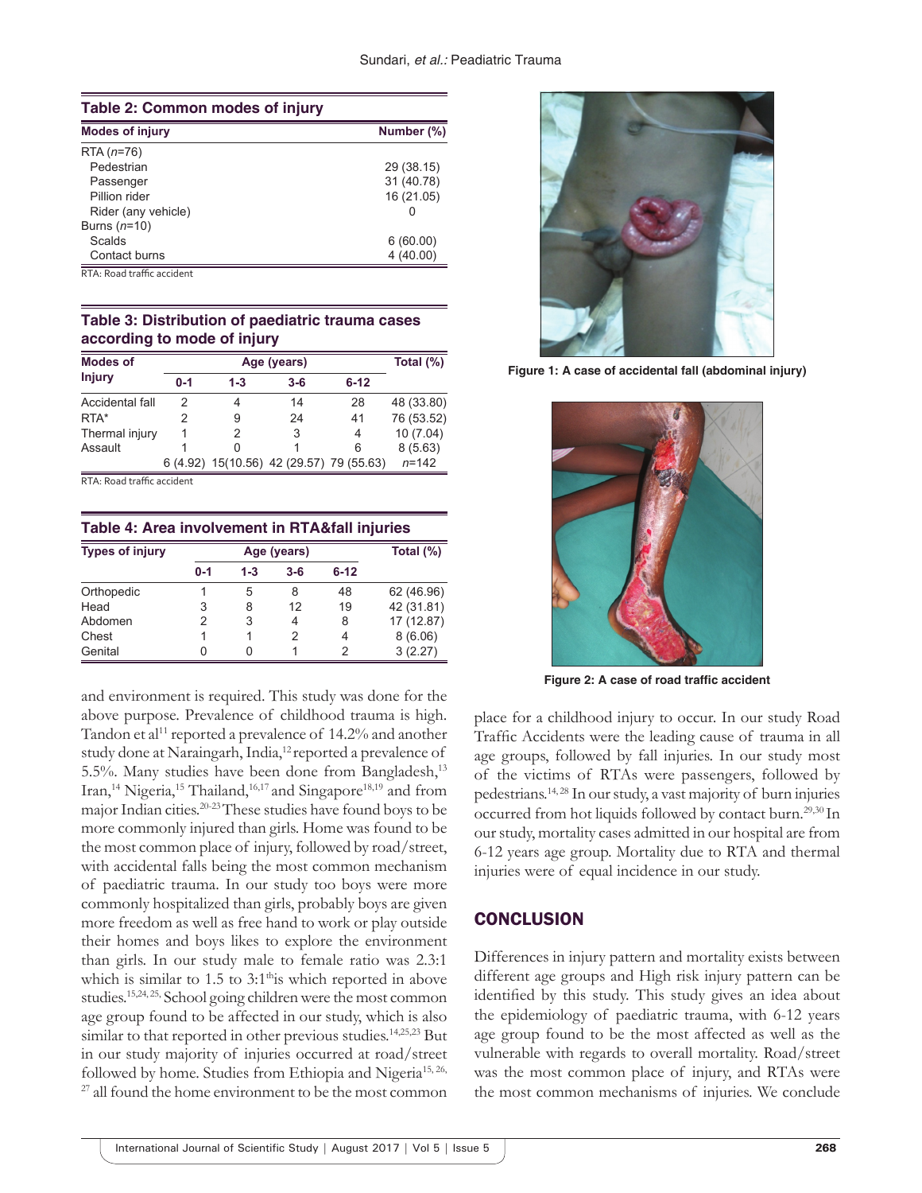**Table 2: Common modes of injury**

| Modes of injury | Number (%) |
|---|---|
| RTA (*n*=76) | |
| Pedestrian | 29 (38.15) |
| Passenger | 31 (40.78) |
| Pillion rider | 16 (21.05) |
| Rider (any vehicle) | 0 |
| Burns (*n*=10) | |
| Scalds | 6 (60.00) |
| Contact burns | 4 (40.00) |

RTA: Road traffic accident

**Table 3: Distribution of paediatric trauma cases according to mode of injury**

| Modes of Injury | Age (years) | | | | Total (%) |
|---|---|---|---|---|---|
| | 0-1 | 1-3 | 3-6 | 6-12 | |
| Accidental fall | 2 | 4 | 14 | 28 | 48 (33.80) |
| RTA* | 2 | 9 | 24 | 41 | 76 (53.52) |
| Thermal injury | 1 | 2 | 3 | 4 | 10 (7.04) |
| Assault | 1 | 0 | 1 | 6 | 8 (5.63) |
| | 6 (4.92) | 15(10.56) | 42 (29.57) | 79 (55.63) | *n*=142 |

RTA: Road traffic accident

**Table 4: Area involvement in RTA&fall injuries**

| Types of injury | Age (years) | | | | Total (%) |
|---|---|---|---|---|---|
| | 0-1 | 1-3 | 3-6 | 6-12 | |
| Orthopedic | 1 | 5 | 8 | 48 | 62 (46.96) |
| Head | 3 | 8 | 12 | 19 | 42 (31.81) |
| Abdomen | 2 | 3 | 4 | 8 | 17 (12.87) |
| Chest | 1 | 1 | 2 | 4 | 8 (6.06) |
| Genital | 0 | 0 | 1 | 2 | 3 (2.27) |

and environment is required. This study was done for the above purpose. Prevalence of childhood trauma is high. Tandon et al[11] reported a prevalence of 14.2% and another study done at Naraingarh, India,[12] reported a prevalence of 5.5%. Many studies have been done from Bangladesh,[13] Iran,[14] Nigeria,[15] Thailand,[16,17] and Singapore[18,19] and from major Indian cities.[20-23] These studies have found boys to be more commonly injured than girls. Home was found to be the most common place of injury, followed by road/street, with accidental falls being the most common mechanism of paediatric trauma. In our study too boys were more commonly hospitalized than girls, probably boys are given more freedom as well as free hand to work or play outside their homes and boys likes to explore the environment than girls. In our study male to female ratio was 2.3:1 which is similar to 1.5 to 3:1[th]is which reported in above studies.[15,24,25] School going children were the most common age group found to be affected in our study, which is also similar to that reported in other previous studies.[14,25,23] But in our study majority of injuries occurred at road/street followed by home. Studies from Ethiopia and Nigeria[15,26,27] all found the home environment to be the most common place for a childhood injury to occur. In our study Road Traffic Accidents were the leading cause of trauma in all age groups, followed by fall injuries. In our study most of the victims of RTAs were passengers, followed by pedestrians.[14,28] In our study, a vast majority of burn injuries occurred from hot liquids followed by contact burn.[29,30] In our study, mortality cases admitted in our hospital are from 6-12 years age group. Mortality due to RTA and thermal injuries were of equal incidence in our study.

Figure 1: A case of accidental fall (abdominal injury)

Figure 2: A case of road traffic accident

## CONCLUSION

Differences in injury pattern and mortality exists between different age groups and High risk injury pattern can be identified by this study. This study gives an idea about the epidemiology of paediatric trauma, with 6-12 years age group found to be the most affected as well as the vulnerable with regards to overall mortality. Road/street was the most common place of injury, and RTAs were the most common mechanisms of injuries. We conclude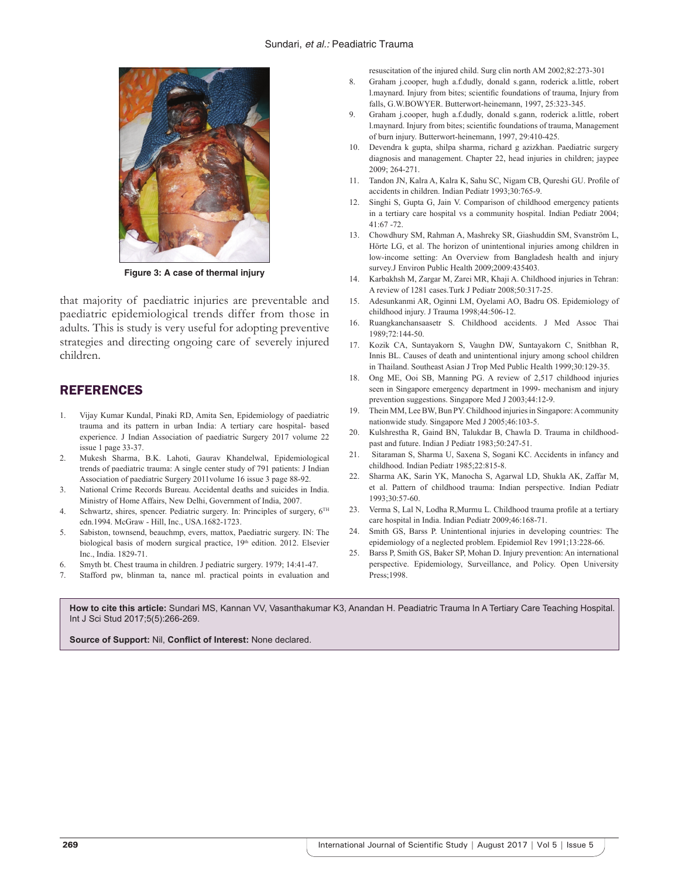Figure 3: A case of thermal injury

that majority of paediatric injuries are preventable and paediatric epidemiological trends differ from those in adults. This is study is very useful for adopting preventive strategies and directing ongoing care of severely injured children.

## REFERENCES

1. Vijay Kumar Kundal, Pinaki RD, Amita Sen, Epidemiology of paediatric trauma and its pattern in urban India: A tertiary care hospital- based experience. J Indian Association of paediatric Surgery 2017 volume 22 issue 1 page 33-37.
2. Mukesh Sharma, B.K. Lahoti, Gaurav Khandelwal, Epidemiological trends of paediatric trauma: A single center study of 791 patients: J Indian Association of paediatric Surgery 2011volume 16 issue 3 page 88-92.
3. National Crime Records Bureau. Accidental deaths and suicides in India. Ministry of Home Affairs, New Delhi, Government of India, 2007.
4. Schwartz, shires, spencer. Pediatric surgery. In: Principles of surgery, 6TH edn.1994. McGraw - Hill, Inc., USA.1682-1723.
5. Sabiston, townsend, beauchmp, evers, mattox, Paediatric surgery. IN: The biological basis of modern surgical practice, 19th edition. 2012. Elsevier Inc., India. 1829-71.
6. Smyth bt. Chest trauma in children. J pediatric surgery. 1979; 14:41-47.
7. Stafford pw, blinman ta, nance ml. practical points in evaluation and resuscitation of the injured child. Surg clin north AM 2002;82:273-301
8. Graham j.cooper, hugh a.f.dudly, donald s.gann, roderick a.little, robert l.maynard. Injury from bites; scientific foundations of trauma, Injury from falls, G.W.BOWYER. Butterwort-heinemann, 1997, 25:323-345.
9. Graham j.cooper, hugh a.f.dudly, donald s.gann, roderick a.little, robert l.maynard. Injury from bites; scientific foundations of trauma, Management of burn injury. Butterwort-heinemann, 1997, 29:410-425.
10. Devendra k gupta, shilpa sharma, richard g azizkhan. Paediatric surgery diagnosis and management. Chapter 22, head injuries in children; jaypee 2009; 264-271.
11. Tandon JN, Kalra A, Kalra K, Sahu SC, Nigam CB, Qureshi GU. Profile of accidents in children. Indian Pediatr 1993;30:765-9.
12. Singhi S, Gupta G, Jain V. Comparison of childhood emergency patients in a tertiary care hospital vs a community hospital. Indian Pediatr 2004; 41:67 -72.
13. Chowdhury SM, Rahman A, Mashreky SR, Giashuddin SM, Svanström L, Hörte LG, et al. The horizon of unintentional injuries among children in low-income setting: An Overview from Bangladesh health and injury survey.J Environ Public Health 2009;2009:435403.
14. Karbakhsh M, Zargar M, Zarei MR, Khaji A. Childhood injuries in Tehran: A review of 1281 cases.Turk J Pediatr 2008;50:317-25.
15. Adesunkanmi AR, Oginni LM, Oyelami AO, Badru OS. Epidemiology of childhood injury. J Trauma 1998;44:506-12.
16. Ruangkanchansaasetr S. Childhood accidents. J Med Assoc Thai 1989;72:144-50.
17. Kozik CA, Suntayakorn S, Vaughn DW, Suntayakorn C, Snitbhan R, Innis BL. Causes of death and unintentional injury among school children in Thailand. Southeast Asian J Trop Med Public Health 1999;30:129-35.
18. Ong ME, Ooi SB, Manning PG. A review of 2,517 childhood injuries seen in Singapore emergency department in 1999- mechanism and injury prevention suggestions. Singapore Med J 2003;44:12-9.
19. Thein MM, Lee BW, Bun PY. Childhood injuries in Singapore: A community nationwide study. Singapore Med J 2005;46:103-5.
20. Kulshrestha R, Gaind BN, Talukdar B, Chawla D. Trauma in childhood-past and future. Indian J Pediatr 1983;50:247-51.
21. Sitaraman S, Sharma U, Saxena S, Sogani KC. Accidents in infancy and childhood. Indian Pediatr 1985;22:815-8.
22. Sharma AK, Sarin YK, Manocha S, Agarwal LD, Shukla AK, Zaffar M, et al. Pattern of childhood trauma: Indian perspective. Indian Pediatr 1993;30:57-60.
23. Verma S, Lal N, Lodha R,Murmu L. Childhood trauma profile at a tertiary care hospital in India. Indian Pediatr 2009;46:168-71.
24. Smith GS, Barss P. Unintentional injuries in developing countries: The epidemiology of a neglected problem. Epidemiol Rev 1991;13:228-66.
25. Barss P, Smith GS, Baker SP, Mohan D. Injury prevention: An international perspective. Epidemiology, Surveillance, and Policy. Open University Press;1998.

**How to cite this article:** Sundari MS, Kannan VV, Vasanthakumar K3, Anandan H. Peadiatric Trauma In A Tertiary Care Teaching Hospital. Int J Sci Stud 2017;5(5):266-269.

**Source of Support:** Nil, **Conflict of Interest:** None declared.